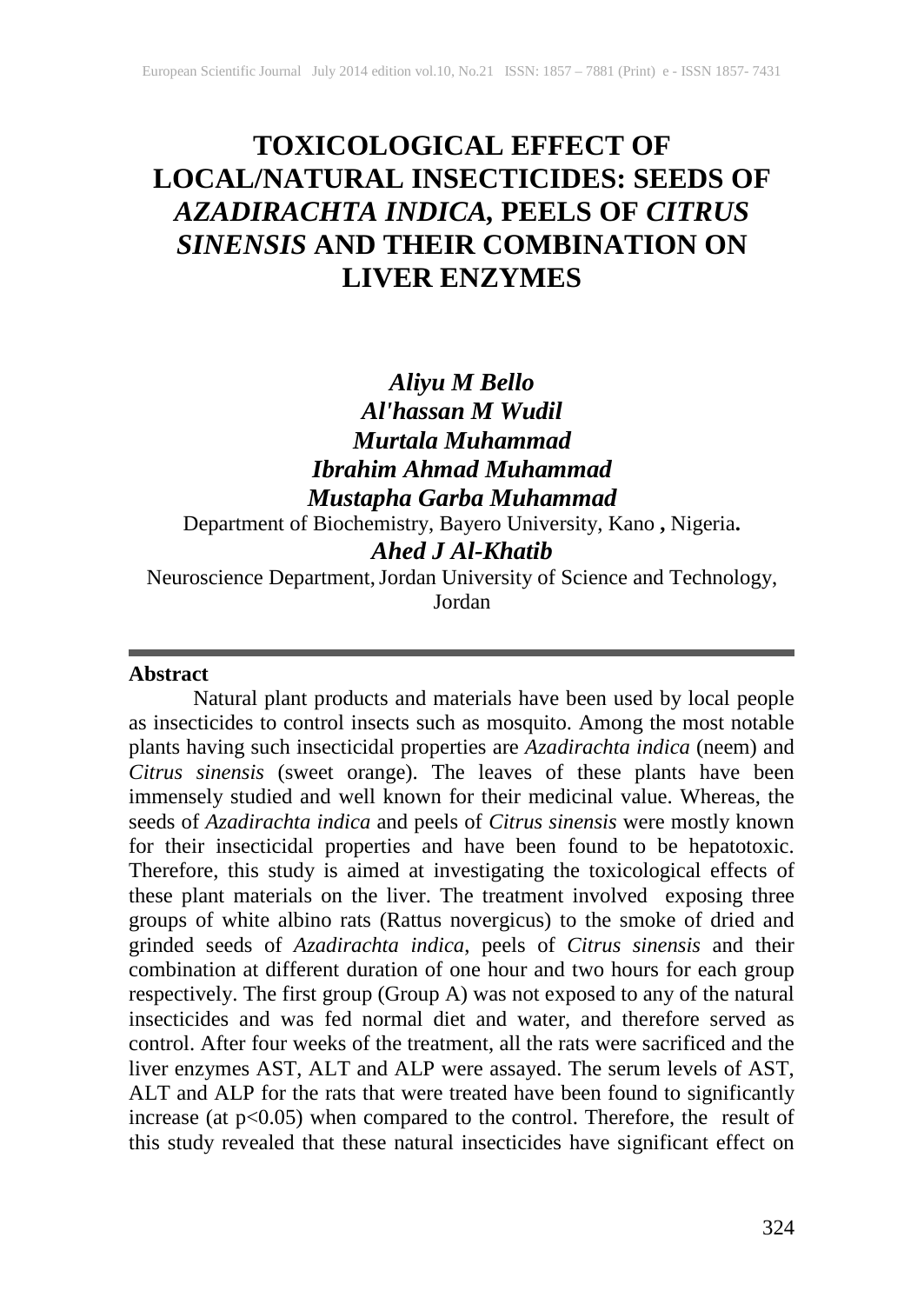# TOXICOLOGICAL EFFECT OF LOCAL/NATURAL INSECTICIDES: SEEDS OF *AZADIRACHTA INDICA*, PEELS OF *CITRUS SINENSIS* AND THEIR COMBINATION ON LIVER ENZYMES

***Aliyu M Bello***
***Al'hassan M Wudil***
***Murtala Muhammad***
***Ibrahim Ahmad Muhammad***
***Mustapha Garba Muhammad***

Department of Biochemistry, Bayero University, Kano **,** Nigeria**.**

***Ahed J Al-Khatib***

Neuroscience Department, Jordan University of Science and Technology, Jordan

---

**Abstract**

Natural plant products and materials have been used by local people as insecticides to control insects such as mosquito. Among the most notable plants having such insecticidal properties are *Azadirachta indica* (neem) and *Citrus sinensis* (sweet orange). The leaves of these plants have been immensely studied and well known for their medicinal value. Whereas, the seeds of *Azadirachta indica* and peels of *Citrus sinensis* were mostly known for their insecticidal properties and have been found to be hepatotoxic. Therefore, this study is aimed at investigating the toxicological effects of these plant materials on the liver. The treatment involved exposing three groups of white albino rats (Rattus novergicus) to the smoke of dried and grinded seeds of *Azadirachta indica*, peels of *Citrus sinensis* and their combination at different duration of one hour and two hours for each group respectively. The first group (Group A) was not exposed to any of the natural insecticides and was fed normal diet and water, and therefore served as control. After four weeks of the treatment, all the rats were sacrificed and the liver enzymes AST, ALT and ALP were assayed. The serum levels of AST, ALT and ALP for the rats that were treated have been found to significantly increase (at $p<0.05$) when compared to the control. Therefore, the result of this study revealed that these natural insecticides have significant effect on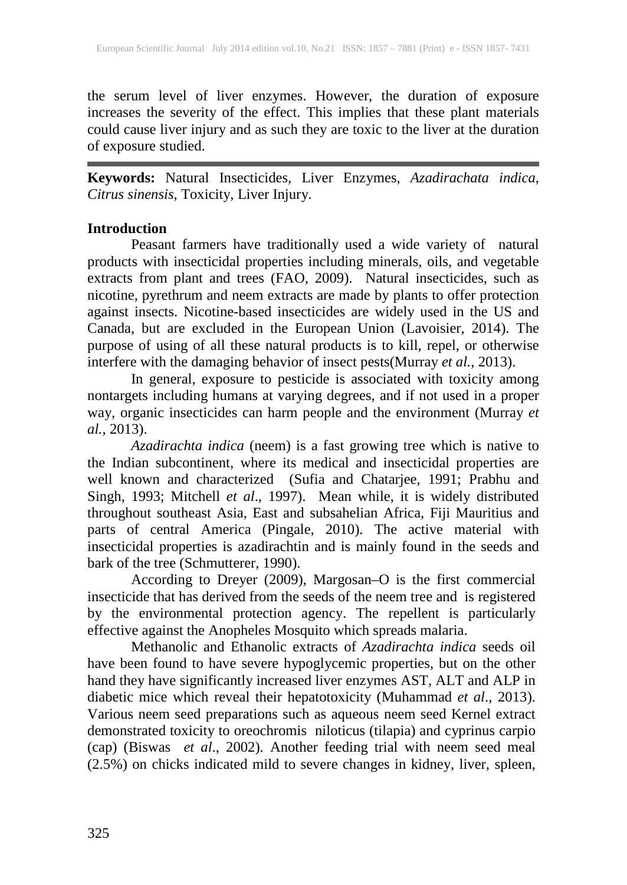the serum level of liver enzymes. However, the duration of exposure increases the severity of the effect. This implies that these plant materials could cause liver injury and as such they are toxic to the liver at the duration of exposure studied.

---

**Keywords:** Natural Insecticides, Liver Enzymes, *Azadirachata indica*, *Citrus sinensis*, Toxicity, Liver Injury.

## Introduction

Peasant farmers have traditionally used a wide variety of natural products with insecticidal properties including minerals, oils, and vegetable extracts from plant and trees (FAO, 2009). Natural insecticides, such as nicotine, pyrethrum and neem extracts are made by plants to offer protection against insects. Nicotine-based insecticides are widely used in the US and Canada, but are excluded in the European Union (Lavoisier, 2014). The purpose of using of all these natural products is to kill, repel, or otherwise interfere with the damaging behavior of insect pests(Murray *et al.,* 2013).

In general, exposure to pesticide is associated with toxicity among nontargets including humans at varying degrees, and if not used in a proper way, organic insecticides can harm people and the environment (Murray *et al.,* 2013).

*Azadirachta indica* (neem) is a fast growing tree which is native to the Indian subcontinent, where its medical and insecticidal properties are well known and characterized (Sufia and Chatarjee, 1991; Prabhu and Singh, 1993; Mitchell *et al*., 1997). Mean while, it is widely distributed throughout southeast Asia, East and subsahelian Africa, Fiji Mauritius and parts of central America (Pingale, 2010). The active material with insecticidal properties is azadirachtin and is mainly found in the seeds and bark of the tree (Schmutterer, 1990).

According to Dreyer (2009), Margosan–O is the first commercial insecticide that has derived from the seeds of the neem tree and is registered by the environmental protection agency. The repellent is particularly effective against the Anopheles Mosquito which spreads malaria.

Methanolic and Ethanolic extracts of *Azadirachta indica* seeds oil have been found to have severe hypoglycemic properties, but on the other hand they have significantly increased liver enzymes AST, ALT and ALP in diabetic mice which reveal their hepatotoxicity (Muhammad *et al*., 2013). Various neem seed preparations such as aqueous neem seed Kernel extract demonstrated toxicity to oreochromis niloticus (tilapia) and cyprinus carpio (cap) (Biswas *et al*., 2002). Another feeding trial with neem seed meal (2.5%) on chicks indicated mild to severe changes in kidney, liver, spleen,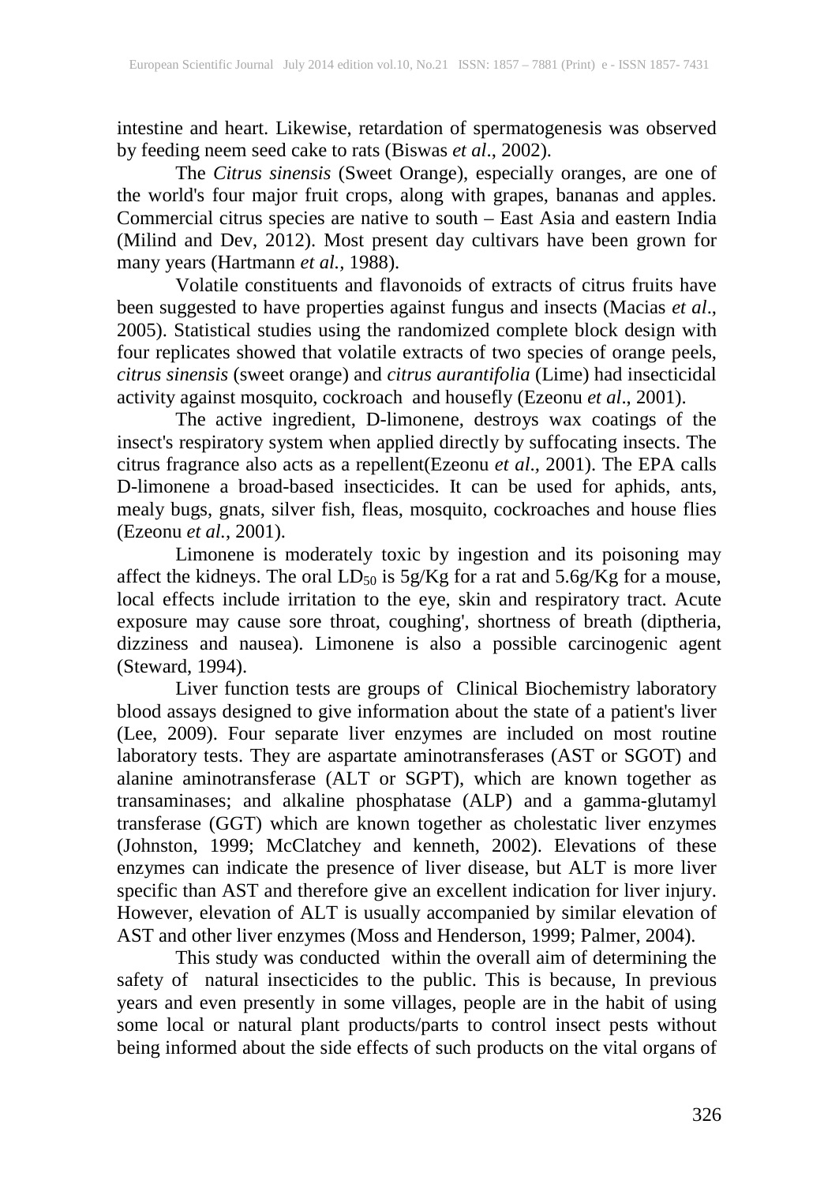intestine and heart. Likewise, retardation of spermatogenesis was observed by feeding neem seed cake to rats (Biswas *et al*., 2002).

The *Citrus sinensis* (Sweet Orange), especially oranges, are one of the world's four major fruit crops, along with grapes, bananas and apples. Commercial citrus species are native to south – East Asia and eastern India (Milind and Dev, 2012). Most present day cultivars have been grown for many years (Hartmann *et al.*, 1988).

Volatile constituents and flavonoids of extracts of citrus fruits have been suggested to have properties against fungus and insects (Macias *et al*., 2005). Statistical studies using the randomized complete block design with four replicates showed that volatile extracts of two species of orange peels, *citrus sinensis* (sweet orange) and *citrus aurantifolia* (Lime) had insecticidal activity against mosquito, cockroach and housefly (Ezeonu *et al*., 2001).

The active ingredient, D-limonene, destroys wax coatings of the insect's respiratory system when applied directly by suffocating insects. The citrus fragrance also acts as a repellent(Ezeonu *et al.,* 2001). The EPA calls D-limonene a broad-based insecticides. It can be used for aphids, ants, mealy bugs, gnats, silver fish, fleas, mosquito, cockroaches and house flies (Ezeonu *et al.*, 2001).

Limonene is moderately toxic by ingestion and its poisoning may affect the kidneys. The oral $LD_{50}$ is 5g/Kg for a rat and 5.6g/Kg for a mouse, local effects include irritation to the eye, skin and respiratory tract. Acute exposure may cause sore throat, coughing', shortness of breath (diptheria, dizziness and nausea). Limonene is also a possible carcinogenic agent (Steward, 1994).

Liver function tests are groups of Clinical Biochemistry laboratory blood assays designed to give information about the state of a patient's liver (Lee, 2009). Four separate liver enzymes are included on most routine laboratory tests. They are aspartate aminotransferases (AST or SGOT) and alanine aminotransferase (ALT or SGPT), which are known together as transaminases; and alkaline phosphatase (ALP) and a gamma-glutamyl transferase (GGT) which are known together as cholestatic liver enzymes (Johnston, 1999; McClatchey and kenneth, 2002). Elevations of these enzymes can indicate the presence of liver disease, but ALT is more liver specific than AST and therefore give an excellent indication for liver injury. However, elevation of ALT is usually accompanied by similar elevation of AST and other liver enzymes (Moss and Henderson, 1999; Palmer, 2004).

This study was conducted within the overall aim of determining the safety of natural insecticides to the public. This is because, In previous years and even presently in some villages, people are in the habit of using some local or natural plant products/parts to control insect pests without being informed about the side effects of such products on the vital organs of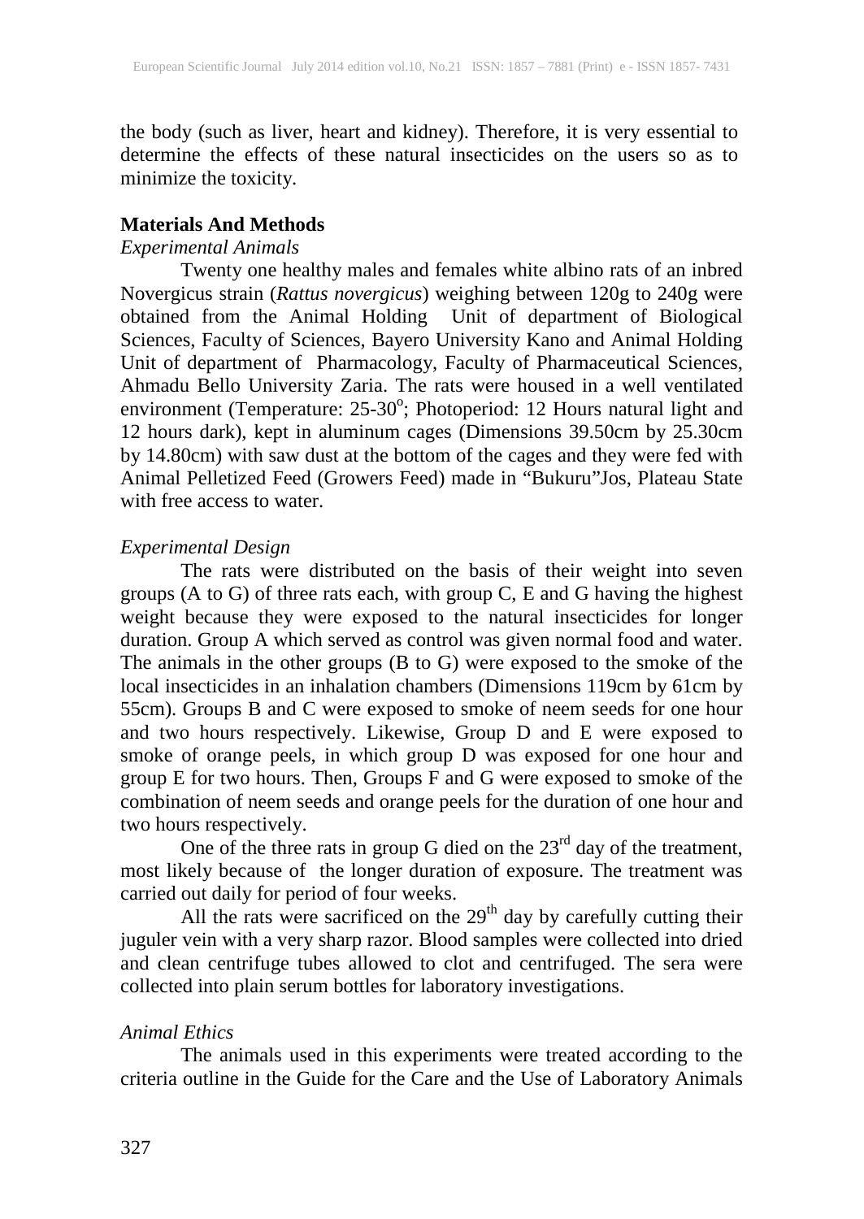the body (such as liver, heart and kidney). Therefore, it is very essential to determine the effects of these natural insecticides on the users so as to minimize the toxicity.

## Materials And Methods

### *Experimental Animals*

Twenty one healthy males and females white albino rats of an inbred Novergicus strain (*Rattus novergicus*) weighing between 120g to 240g were obtained from the Animal Holding Unit of department of Biological Sciences, Faculty of Sciences, Bayero University Kano and Animal Holding Unit of department of Pharmacology, Faculty of Pharmaceutical Sciences, Ahmadu Bello University Zaria. The rats were housed in a well ventilated environment (Temperature: 25-30$^o$; Photoperiod: 12 Hours natural light and 12 hours dark), kept in aluminum cages (Dimensions 39.50cm by 25.30cm by 14.80cm) with saw dust at the bottom of the cages and they were fed with Animal Pelletized Feed (Growers Feed) made in "Bukuru"Jos, Plateau State with free access to water.

### *Experimental Design*

The rats were distributed on the basis of their weight into seven groups (A to G) of three rats each, with group C, E and G having the highest weight because they were exposed to the natural insecticides for longer duration. Group A which served as control was given normal food and water. The animals in the other groups (B to G) were exposed to the smoke of the local insecticides in an inhalation chambers (Dimensions 119cm by 61cm by 55cm). Groups B and C were exposed to smoke of neem seeds for one hour and two hours respectively. Likewise, Group D and E were exposed to smoke of orange peels, in which group D was exposed for one hour and group E for two hours. Then, Groups F and G were exposed to smoke of the combination of neem seeds and orange peels for the duration of one hour and two hours respectively.

One of the three rats in group G died on the 23$^{rd}$ day of the treatment, most likely because of the longer duration of exposure. The treatment was carried out daily for period of four weeks.

All the rats were sacrificed on the 29$^{th}$ day by carefully cutting their juguler vein with a very sharp razor. Blood samples were collected into dried and clean centrifuge tubes allowed to clot and centrifuged. The sera were collected into plain serum bottles for laboratory investigations.

### *Animal Ethics*

The animals used in this experiments were treated according to the criteria outline in the Guide for the Care and the Use of Laboratory Animals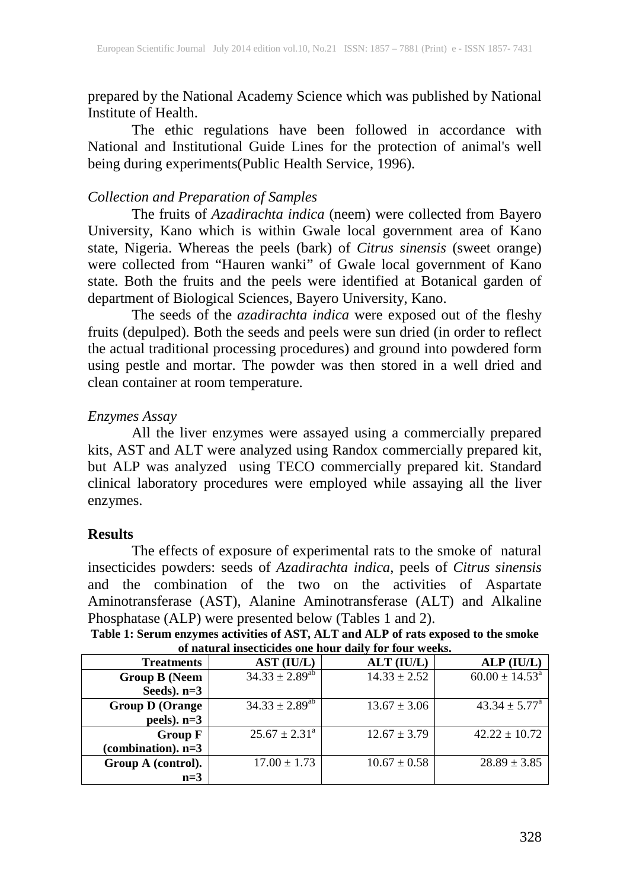prepared by the National Academy Science which was published by National Institute of Health.

The ethic regulations have been followed in accordance with National and Institutional Guide Lines for the protection of animal's well being during experiments(Public Health Service, 1996).

*Collection and Preparation of Samples*

The fruits of *Azadirachta indica* (neem) were collected from Bayero University, Kano which is within Gwale local government area of Kano state, Nigeria. Whereas the peels (bark) of *Citrus sinensis* (sweet orange) were collected from "Hauren wanki" of Gwale local government of Kano state. Both the fruits and the peels were identified at Botanical garden of department of Biological Sciences, Bayero University, Kano.

The seeds of the *azadirachta indica* were exposed out of the fleshy fruits (depulped). Both the seeds and peels were sun dried (in order to reflect the actual traditional processing procedures) and ground into powdered form using pestle and mortar. The powder was then stored in a well dried and clean container at room temperature.

*Enzymes Assay*

All the liver enzymes were assayed using a commercially prepared kits, AST and ALT were analyzed using Randox commercially prepared kit, but ALP was analyzed using TECO commercially prepared kit. Standard clinical laboratory procedures were employed while assaying all the liver enzymes.

## Results

The effects of exposure of experimental rats to the smoke of natural insecticides powders: seeds of *Azadirachta indica*, peels of *Citrus sinensis* and the combination of the two on the activities of Aspartate Aminotransferase (AST), Alanine Aminotransferase (ALT) and Alkaline Phosphatase (ALP) were presented below (Tables 1 and 2).

**Table 1: Serum enzymes activities of AST, ALT and ALP of rats exposed to the smoke of natural insecticides one hour daily for four weeks.**

| Treatments | AST (IU/L) | ALT (IU/L) | ALP (IU/L) |
|---|---|---|---|
| Group B (Neem Seeds). n=3 | $34.33 \pm 2.89^{ab}$ | $14.33 \pm 2.52$ | $60.00 \pm 14.53^{a}$ |
| Group D (Orange peels). n=3 | $34.33 \pm 2.89^{ab}$ | $13.67 \pm 3.06$ | $43.34 \pm 5.77^{a}$ |
| Group F (combination). n=3 | $25.67 \pm 2.31^{a}$ | $12.67 \pm 3.79$ | $42.22 \pm 10.72$ |
| Group A (control). n=3 | $17.00 \pm 1.73$ | $10.67 \pm 0.58$ | $28.89 \pm 3.85$ |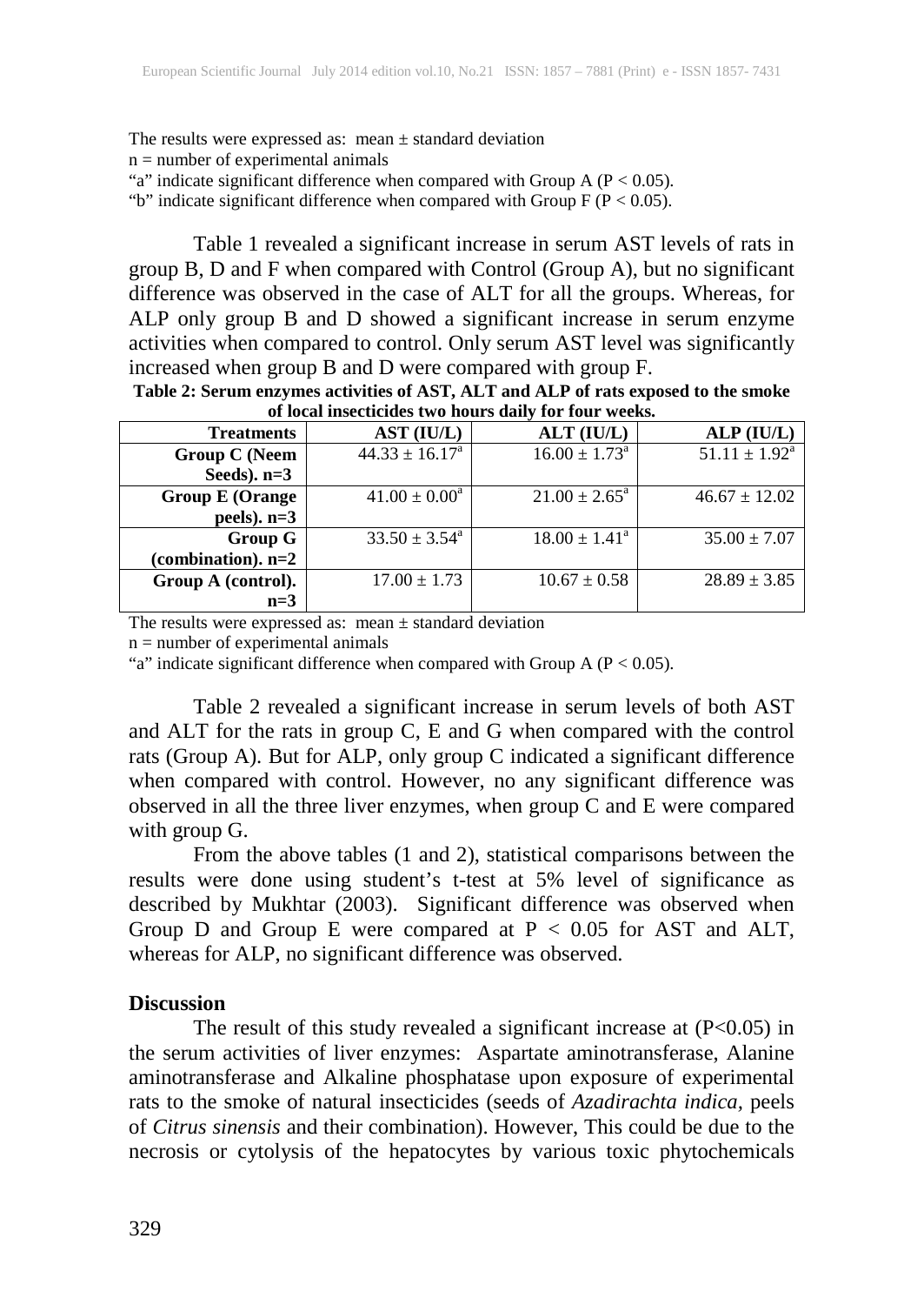The results were expressed as: mean ± standard deviation
n = number of experimental animals
"a" indicate significant difference when compared with Group A ($P < 0.05$).
"b" indicate significant difference when compared with Group F ($P < 0.05$).

Table 1 revealed a significant increase in serum AST levels of rats in group B, D and F when compared with Control (Group A), but no significant difference was observed in the case of ALT for all the groups. Whereas, for ALP only group B and D showed a significant increase in serum enzyme activities when compared to control. Only serum AST level was significantly increased when group B and D were compared with group F.

**Table 2: Serum enzymes activities of AST, ALT and ALP of rats exposed to the smoke of local insecticides two hours daily for four weeks.**

| Treatments | AST (IU/L) | ALT (IU/L) | ALP (IU/L) |
|---|---|---|---|
| Group C (Neem Seeds). n=3 | $44.33 \pm 16.17^a$ | $16.00 \pm 1.73^a$ | $51.11 \pm 1.92^a$ |
| Group E (Orange peels). n=3 | $41.00 \pm 0.00^a$ | $21.00 \pm 2.65^a$ | $46.67 \pm 12.02$ |
| Group G (combination). n=2 | $33.50 \pm 3.54^a$ | $18.00 \pm 1.41^a$ | $35.00 \pm 7.07$ |
| Group A (control). n=3 | $17.00 \pm 1.73$ | $10.67 \pm 0.58$ | $28.89 \pm 3.85$ |

The results were expressed as: mean ± standard deviation
n = number of experimental animals
"a" indicate significant difference when compared with Group A ($P < 0.05$).

Table 2 revealed a significant increase in serum levels of both AST and ALT for the rats in group C, E and G when compared with the control rats (Group A). But for ALP, only group C indicated a significant difference when compared with control. However, no any significant difference was observed in all the three liver enzymes, when group C and E were compared with group G.

From the above tables (1 and 2), statistical comparisons between the results were done using student's t-test at 5% level of significance as described by Mukhtar (2003). Significant difference was observed when Group D and Group E were compared at $P < 0.05$ for AST and ALT, whereas for ALP, no significant difference was observed.

## Discussion

The result of this study revealed a significant increase at ($P<0.05$) in the serum activities of liver enzymes: Aspartate aminotransferase, Alanine aminotransferase and Alkaline phosphatase upon exposure of experimental rats to the smoke of natural insecticides (seeds of *Azadirachta indica*, peels of *Citrus sinensis* and their combination). However, This could be due to the necrosis or cytolysis of the hepatocytes by various toxic phytochemicals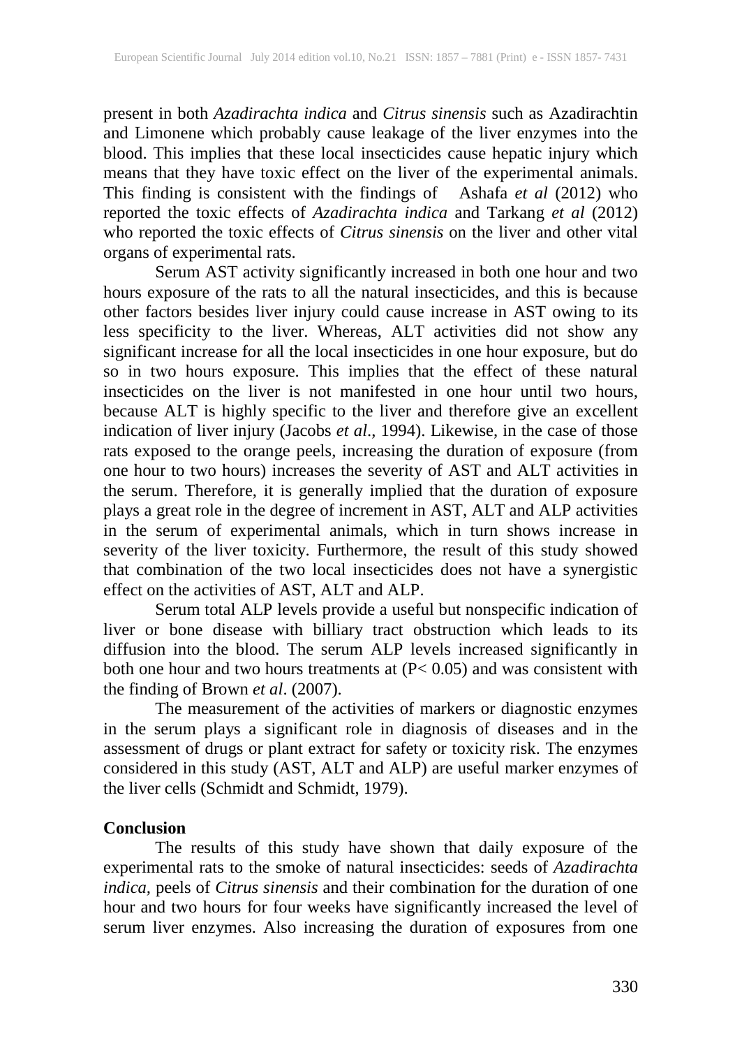present in both *Azadirachta indica* and *Citrus sinensis* such as Azadirachtin and Limonene which probably cause leakage of the liver enzymes into the blood. This implies that these local insecticides cause hepatic injury which means that they have toxic effect on the liver of the experimental animals. This finding is consistent with the findings of Ashafa *et al* (2012) who reported the toxic effects of *Azadirachta indica* and Tarkang *et al* (2012) who reported the toxic effects of *Citrus sinensis* on the liver and other vital organs of experimental rats.

Serum AST activity significantly increased in both one hour and two hours exposure of the rats to all the natural insecticides, and this is because other factors besides liver injury could cause increase in AST owing to its less specificity to the liver. Whereas, ALT activities did not show any significant increase for all the local insecticides in one hour exposure, but do so in two hours exposure. This implies that the effect of these natural insecticides on the liver is not manifested in one hour until two hours, because ALT is highly specific to the liver and therefore give an excellent indication of liver injury (Jacobs *et al*., 1994). Likewise, in the case of those rats exposed to the orange peels, increasing the duration of exposure (from one hour to two hours) increases the severity of AST and ALT activities in the serum. Therefore, it is generally implied that the duration of exposure plays a great role in the degree of increment in AST, ALT and ALP activities in the serum of experimental animals, which in turn shows increase in severity of the liver toxicity. Furthermore, the result of this study showed that combination of the two local insecticides does not have a synergistic effect on the activities of AST, ALT and ALP.

Serum total ALP levels provide a useful but nonspecific indication of liver or bone disease with billiary tract obstruction which leads to its diffusion into the blood. The serum ALP levels increased significantly in both one hour and two hours treatments at ($P < 0.05$) and was consistent with the finding of Brown *et al*. (2007).

The measurement of the activities of markers or diagnostic enzymes in the serum plays a significant role in diagnosis of diseases and in the assessment of drugs or plant extract for safety or toxicity risk. The enzymes considered in this study (AST, ALT and ALP) are useful marker enzymes of the liver cells (Schmidt and Schmidt, 1979).

## Conclusion

The results of this study have shown that daily exposure of the experimental rats to the smoke of natural insecticides: seeds of *Azadirachta indica*, peels of *Citrus sinensis* and their combination for the duration of one hour and two hours for four weeks have significantly increased the level of serum liver enzymes. Also increasing the duration of exposures from one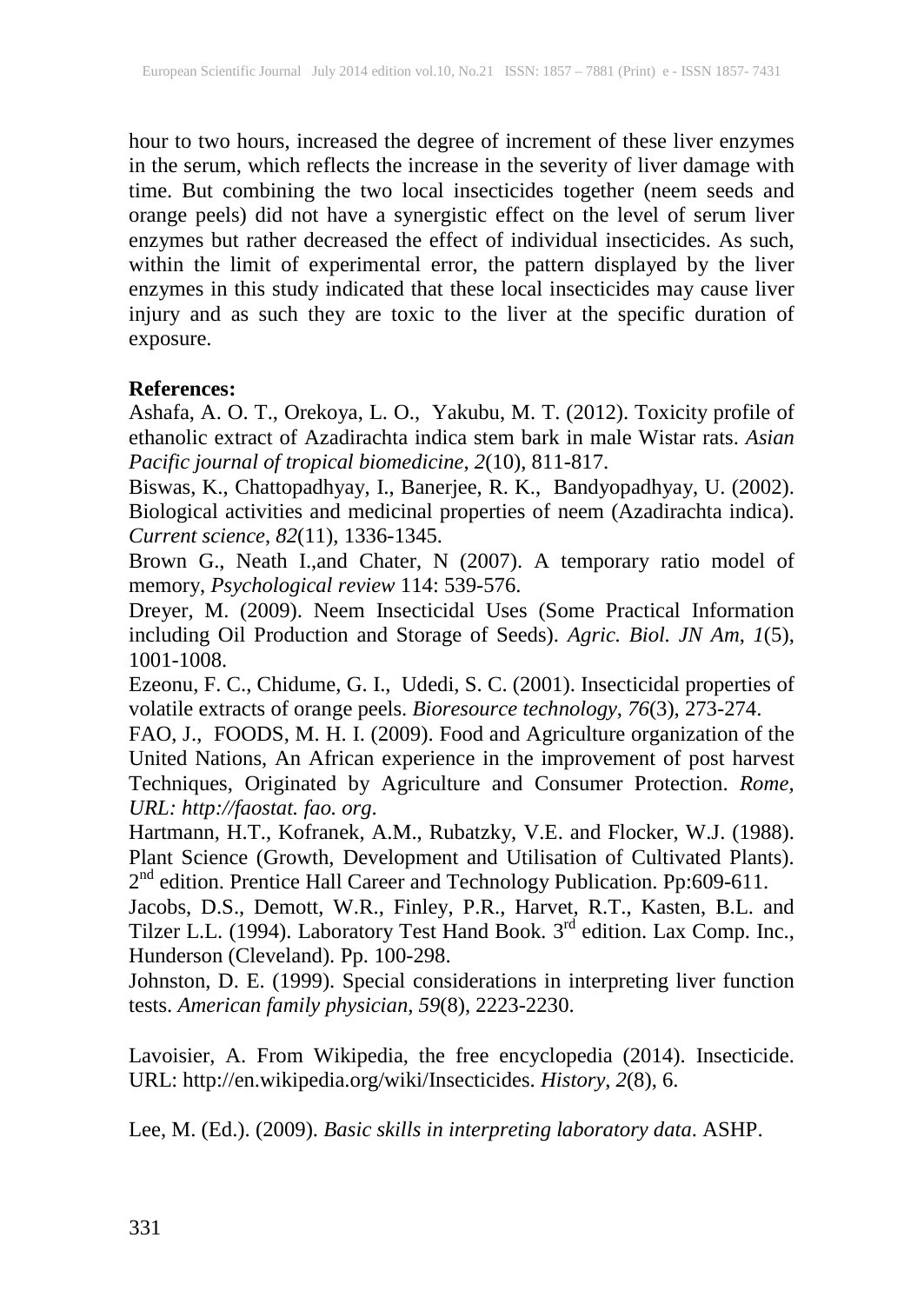hour to two hours, increased the degree of increment of these liver enzymes in the serum, which reflects the increase in the severity of liver damage with time. But combining the two local insecticides together (neem seeds and orange peels) did not have a synergistic effect on the level of serum liver enzymes but rather decreased the effect of individual insecticides. As such, within the limit of experimental error, the pattern displayed by the liver enzymes in this study indicated that these local insecticides may cause liver injury and as such they are toxic to the liver at the specific duration of exposure.

**References:**

Ashafa, A. O. T., Orekoya, L. O., Yakubu, M. T. (2012). Toxicity profile of ethanolic extract of Azadirachta indica stem bark in male Wistar rats. *Asian Pacific journal of tropical biomedicine*, *2*(10), 811-817.

Biswas, K., Chattopadhyay, I., Banerjee, R. K., Bandyopadhyay, U. (2002). Biological activities and medicinal properties of neem (Azadirachta indica). *Current science*, *82*(11), 1336-1345.

Brown G., Neath I.,and Chater, N (2007). A temporary ratio model of memory, *Psychological review* 114: 539-576.

Dreyer, M. (2009). Neem Insecticidal Uses (Some Practical Information including Oil Production and Storage of Seeds). *Agric. Biol. JN Am*, *1*(5), 1001-1008.

Ezeonu, F. C., Chidume, G. I., Udedi, S. C. (2001). Insecticidal properties of volatile extracts of orange peels. *Bioresource technology*, *76*(3), 273-274.

FAO, J., FOODS, M. H. I. (2009). Food and Agriculture organization of the United Nations, An African experience in the improvement of post harvest Techniques, Originated by Agriculture and Consumer Protection. *Rome, URL: http://faostat. fao. org*.

Hartmann, H.T., Kofranek, A.M., Rubatzky, V.E. and Flocker, W.J. (1988). Plant Science (Growth, Development and Utilisation of Cultivated Plants). 2nd edition. Prentice Hall Career and Technology Publication. Pp:609-611.

Jacobs, D.S., Demott, W.R., Finley, P.R., Harvet, R.T., Kasten, B.L. and Tilzer L.L. (1994). Laboratory Test Hand Book. 3rd edition. Lax Comp. Inc., Hunderson (Cleveland). Pp. 100-298.

Johnston, D. E. (1999). Special considerations in interpreting liver function tests. *American family physician*, *59*(8), 2223-2230.

Lavoisier, A. From Wikipedia, the free encyclopedia (2014). Insecticide. URL: http://en.wikipedia.org/wiki/Insecticides. *History*, *2*(8), 6.

Lee, M. (Ed.). (2009). *Basic skills in interpreting laboratory data*. ASHP.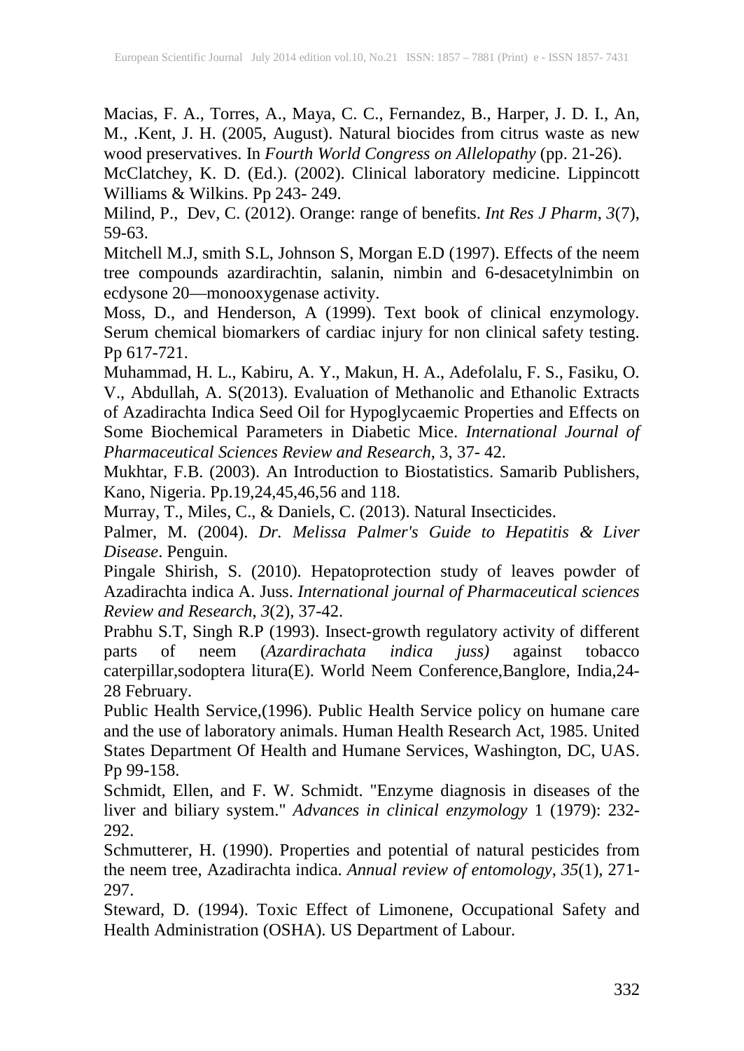Macias, F. A., Torres, A., Maya, C. C., Fernandez, B., Harper, J. D. I., An, M., .Kent, J. H. (2005, August). Natural biocides from citrus waste as new wood preservatives. In *Fourth World Congress on Allelopathy* (pp. 21-26).

McClatchey, K. D. (Ed.). (2002). Clinical laboratory medicine. Lippincott Williams & Wilkins. Pp 243- 249.

Milind, P., Dev, C. (2012). Orange: range of benefits. *Int Res J Pharm*, *3*(7), 59-63.

Mitchell M.J, smith S.L, Johnson S, Morgan E.D (1997). Effects of the neem tree compounds azardirachtin, salanin, nimbin and 6-desacetylnimbin on ecdysone 20—monooxygenase activity.

Moss, D., and Henderson, A (1999). Text book of clinical enzymology. Serum chemical biomarkers of cardiac injury for non clinical safety testing. Pp 617-721.

Muhammad, H. L., Kabiru, A. Y., Makun, H. A., Adefolalu, F. S., Fasiku, O. V., Abdullah, A. S(2013). Evaluation of Methanolic and Ethanolic Extracts of Azadirachta Indica Seed Oil for Hypoglycaemic Properties and Effects on Some Biochemical Parameters in Diabetic Mice. *International Journal of Pharmaceutical Sciences Review and Research*, 3, 37- 42.

Mukhtar, F.B. (2003). An Introduction to Biostatistics. Samarib Publishers, Kano, Nigeria. Pp.19,24,45,46,56 and 118.

Murray, T., Miles, C., & Daniels, C. (2013). Natural Insecticides.

Palmer, M. (2004). *Dr. Melissa Palmer's Guide to Hepatitis & Liver Disease*. Penguin.

Pingale Shirish, S. (2010). Hepatoprotection study of leaves powder of Azadirachta indica A. Juss. *International journal of Pharmaceutical sciences Review and Research*, *3*(2), 37-42.

Prabhu S.T, Singh R.P (1993). Insect-growth regulatory activity of different parts of neem (*Azardirachata indica juss)* against tobacco caterpillar,sodoptera litura(E). World Neem Conference,Banglore, India,24-28 February.

Public Health Service,(1996). Public Health Service policy on humane care and the use of laboratory animals. Human Health Research Act, 1985. United States Department Of Health and Humane Services, Washington, DC, UAS. Pp 99-158.

Schmidt, Ellen, and F. W. Schmidt. "Enzyme diagnosis in diseases of the liver and biliary system." *Advances in clinical enzymology* 1 (1979): 232-292.

Schmutterer, H. (1990). Properties and potential of natural pesticides from the neem tree, Azadirachta indica. *Annual review of entomology*, *35*(1), 271-297.

Steward, D. (1994). Toxic Effect of Limonene, Occupational Safety and Health Administration (OSHA). US Department of Labour.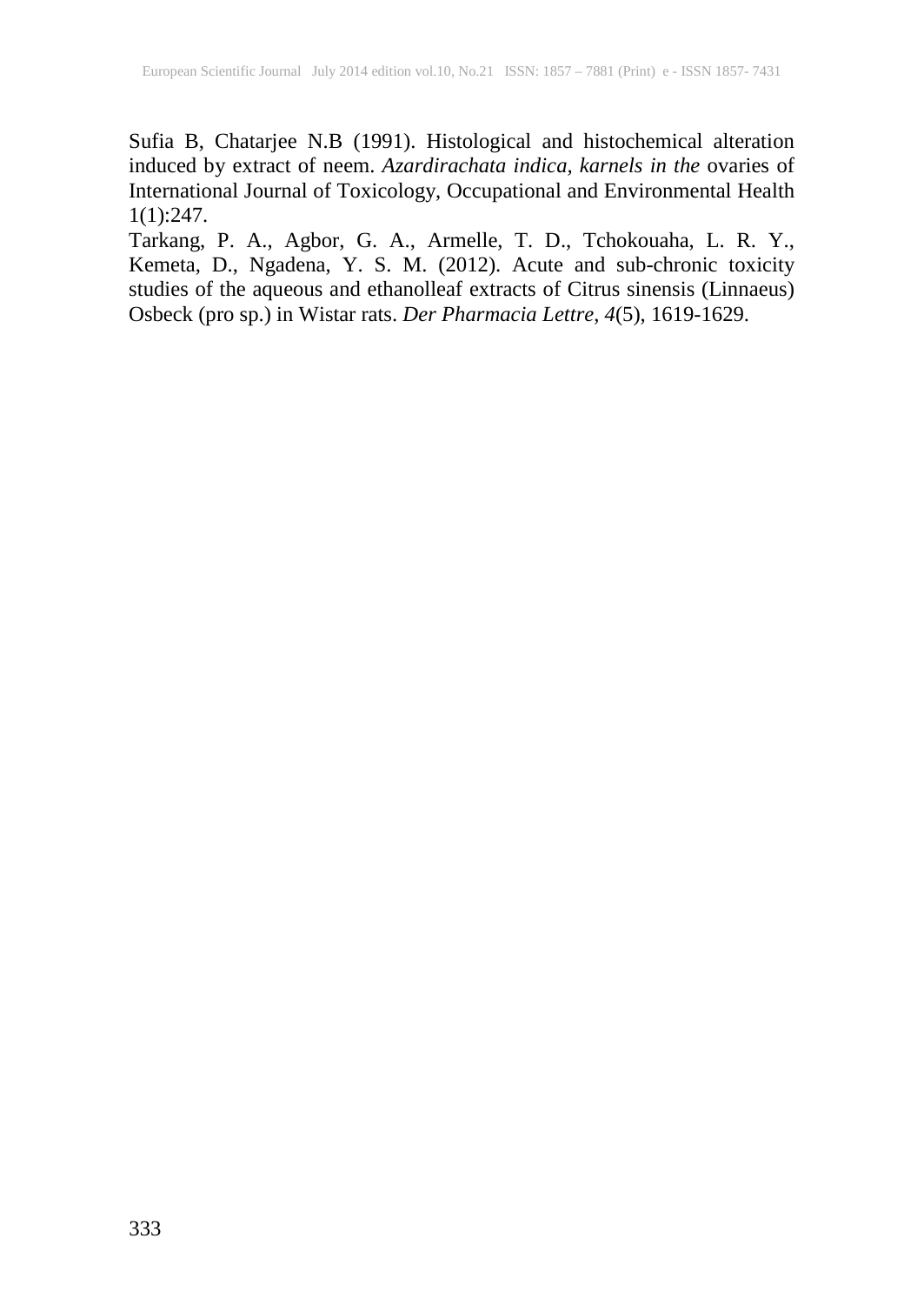Sufia B, Chatarjee N.B (1991). Histological and histochemical alteration induced by extract of neem. *Azardirachata indica, karnels in the* ovaries of International Journal of Toxicology, Occupational and Environmental Health 1(1):247.

Tarkang, P. A., Agbor, G. A., Armelle, T. D., Tchokouaha, L. R. Y., Kemeta, D., Ngadena, Y. S. M. (2012). Acute and sub-chronic toxicity studies of the aqueous and ethanolleaf extracts of Citrus sinensis (Linnaeus) Osbeck (pro sp.) in Wistar rats. *Der Pharmacia Lettre*, *4*(5), 1619-1629.